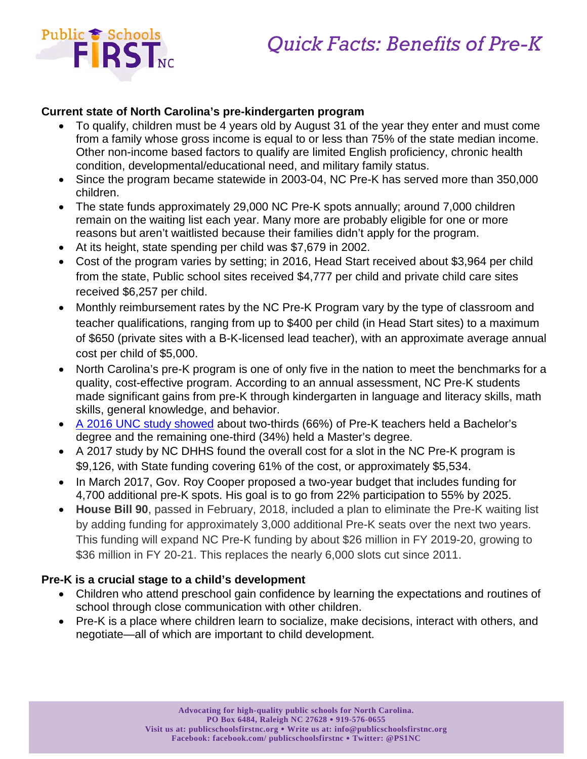# Quick Facts: Benefits of Pre-K

**Current state of North Carolina's pre-kindergarten program**

- To qualify, children must be 4 years old by August 31 of the year they enter and must come from a family whose gross income is equal to or less than 75% of the state median income. Other non-income based factors to qualify are limited English proficiency, chronic health condition, developmental/educational need, and military family status.
- Since the program became statewide in 2003-04, NC Pre-K has served more than 350,000 children.
- The state funds approximately 29,000 NC Pre-K spots annually; around 7,000 children remain on the waiting list each year. Many more are probably eligible for one or more reasons but aren't waitlisted because their families didn't apply for the program.
- At its height, state spending per child was $7,679 in 2002.
- Cost of the program varies by setting; in 2016, Head Start received about $3,964 per child from the state, Public school sites received $4,777 per child and private child care sites received $6,257 per child.
- Monthly reimbursement rates by the NC Pre-K Program vary by the type of classroom and teacher qualifications, ranging from up to $400 per child (in Head Start sites) to a maximum of $650 (private sites with a B-K-licensed lead teacher), with an approximate average annual cost per child of $5,000.
- North Carolina's pre-K program is one of only five in the nation to meet the benchmarks for a quality, cost-effective program. According to an annual assessment, NC Pre-K students made significant gains from pre-K through kindergarten in language and literacy skills, math skills, general knowledge, and behavior.
- A 2016 UNC study showed about two-thirds (66%) of Pre-K teachers held a Bachelor's degree and the remaining one-third (34%) held a Master's degree.
- A 2017 study by NC DHHS found the overall cost for a slot in the NC Pre-K program is $9,126, with State funding covering 61% of the cost, or approximately $5,534.
- In March 2017, Gov. Roy Cooper proposed a two-year budget that includes funding for 4,700 additional pre-K spots. His goal is to go from 22% participation to 55% by 2025.
- **House Bill 90**, passed in February, 2018, included a plan to eliminate the Pre-K waiting list by adding funding for approximately 3,000 additional Pre-K seats over the next two years. This funding will expand NC Pre-K funding by about $26 million in FY 2019-20, growing to $36 million in FY 20-21. This replaces the nearly 6,000 slots cut since 2011.

**Pre-K is a crucial stage to a child's development**

- Children who attend preschool gain confidence by learning the expectations and routines of school through close communication with other children.
- Pre-K is a place where children learn to socialize, make decisions, interact with others, and negotiate—all of which are important to child development.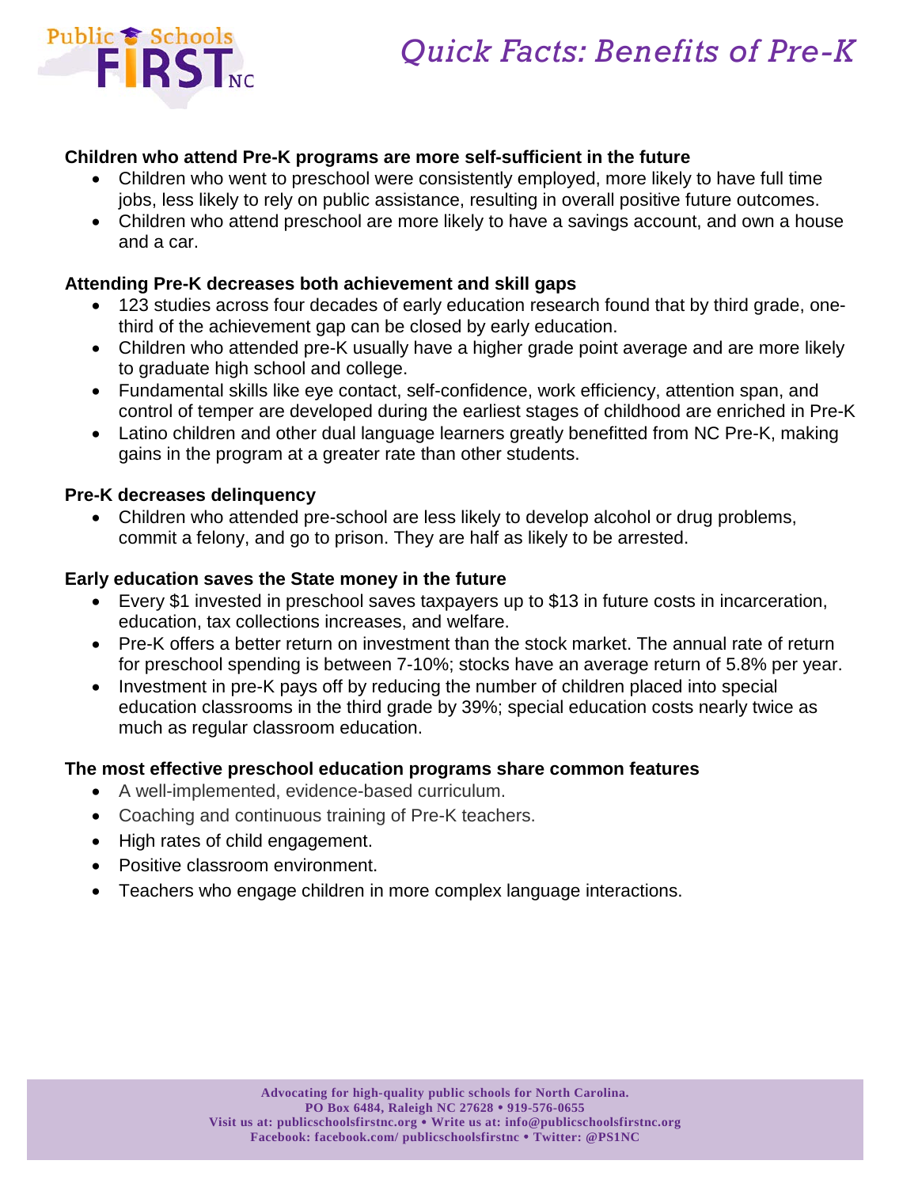# Quick Facts: Benefits of Pre-K

**Children who attend Pre-K programs are more self-sufficient in the future**

- Children who went to preschool were consistently employed, more likely to have full time jobs, less likely to rely on public assistance, resulting in overall positive future outcomes.
- Children who attend preschool are more likely to have a savings account, and own a house and a car.

**Attending Pre-K decreases both achievement and skill gaps**

- 123 studies across four decades of early education research found that by third grade, one-third of the achievement gap can be closed by early education.
- Children who attended pre-K usually have a higher grade point average and are more likely to graduate high school and college.
- Fundamental skills like eye contact, self-confidence, work efficiency, attention span, and control of temper are developed during the earliest stages of childhood are enriched in Pre-K
- Latino children and other dual language learners greatly benefitted from NC Pre-K, making gains in the program at a greater rate than other students.

**Pre-K decreases delinquency**

- Children who attended pre-school are less likely to develop alcohol or drug problems, commit a felony, and go to prison. They are half as likely to be arrested.

**Early education saves the State money in the future**

- Every $1 invested in preschool saves taxpayers up to $13 in future costs in incarceration, education, tax collections increases, and welfare.
- Pre-K offers a better return on investment than the stock market. The annual rate of return for preschool spending is between 7-10%; stocks have an average return of 5.8% per year.
- Investment in pre-K pays off by reducing the number of children placed into special education classrooms in the third grade by 39%; special education costs nearly twice as much as regular classroom education.

**The most effective preschool education programs share common features**

- A well-implemented, evidence-based curriculum.
- Coaching and continuous training of Pre-K teachers.
- High rates of child engagement.
- Positive classroom environment.
- Teachers who engage children in more complex language interactions.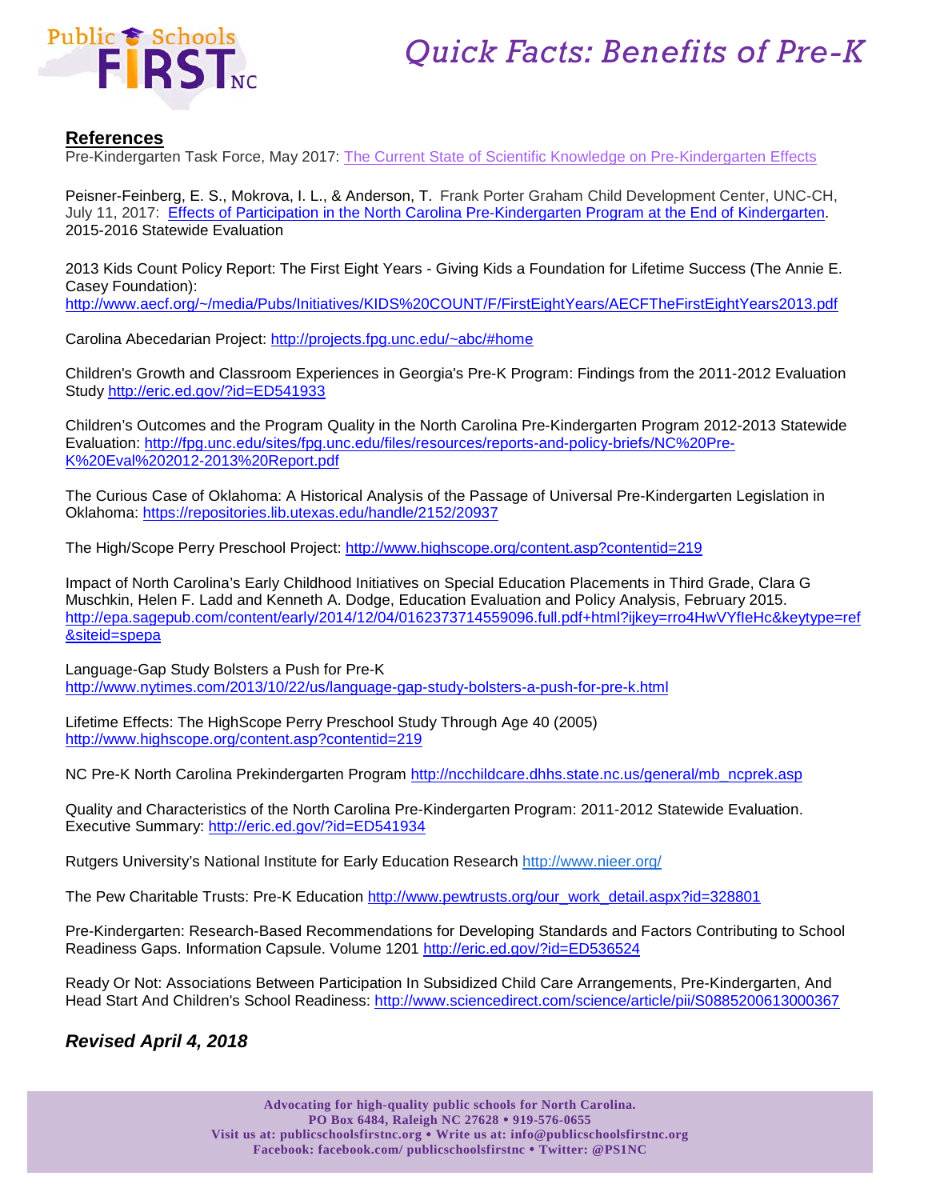# Quick Facts: Benefits of Pre-K

## References

Pre-Kindergarten Task Force, May 2017: The Current State of Scientific Knowledge on Pre-Kindergarten Effects

Peisner-Feinberg, E. S., Mokrova, I. L., & Anderson, T. Frank Porter Graham Child Development Center, UNC-CH, July 11, 2017: Effects of Participation in the North Carolina Pre-Kindergarten Program at the End of Kindergarten. 2015-2016 Statewide Evaluation

2013 Kids Count Policy Report: The First Eight Years - Giving Kids a Foundation for Lifetime Success (The Annie E. Casey Foundation): http://www.aecf.org/~/media/Pubs/Initiatives/KIDS%20COUNT/F/FirstEightYears/AECFTheFirstEightYears2013.pdf

Carolina Abecedarian Project: http://projects.fpg.unc.edu/~abc/#home

Children's Growth and Classroom Experiences in Georgia's Pre-K Program: Findings from the 2011-2012 Evaluation Study http://eric.ed.gov/?id=ED541933

Children's Outcomes and the Program Quality in the North Carolina Pre-Kindergarten Program 2012-2013 Statewide Evaluation: http://fpg.unc.edu/sites/fpg.unc.edu/files/resources/reports-and-policy-briefs/NC%20Pre-K%20Eval%202012-2013%20Report.pdf

The Curious Case of Oklahoma: A Historical Analysis of the Passage of Universal Pre-Kindergarten Legislation in Oklahoma: https://repositories.lib.utexas.edu/handle/2152/20937

The High/Scope Perry Preschool Project: http://www.highscope.org/content.asp?contentid=219

Impact of North Carolina's Early Childhood Initiatives on Special Education Placements in Third Grade, Clara G Muschkin, Helen F. Ladd and Kenneth A. Dodge, Education Evaluation and Policy Analysis, February 2015. http://epa.sagepub.com/content/early/2014/12/04/0162373714559096.full.pdf+html?ijkey=rro4HwVYfIeHc&keytype=ref&siteid=spepa

Language-Gap Study Bolsters a Push for Pre-K
http://www.nytimes.com/2013/10/22/us/language-gap-study-bolsters-a-push-for-pre-k.html

Lifetime Effects: The HighScope Perry Preschool Study Through Age 40 (2005)
http://www.highscope.org/content.asp?contentid=219

NC Pre-K North Carolina Prekindergarten Program http://ncchildcare.dhhs.state.nc.us/general/mb_ncprek.asp

Quality and Characteristics of the North Carolina Pre-Kindergarten Program: 2011-2012 Statewide Evaluation. Executive Summary: http://eric.ed.gov/?id=ED541934

Rutgers University's National Institute for Early Education Research http://www.nieer.org/

The Pew Charitable Trusts: Pre-K Education http://www.pewtrusts.org/our_work_detail.aspx?id=328801

Pre-Kindergarten: Research-Based Recommendations for Developing Standards and Factors Contributing to School Readiness Gaps. Information Capsule. Volume 1201 http://eric.ed.gov/?id=ED536524

Ready Or Not: Associations Between Participation In Subsidized Child Care Arrangements, Pre-Kindergarten, And Head Start And Children's School Readiness: http://www.sciencedirect.com/science/article/pii/S0885200613000367

***Revised April 4, 2018***

**Advocating for high-quality public schools for North Carolina.**
**PO Box 6484, Raleigh NC 27628 • 919-576-0655**
**Visit us at: publicschoolsfirstnc.org • Write us at: info@publicschoolsfirstnc.org**
**Facebook: facebook.com/ publicschoolsfirstnc • Twitter: @PS1NC**